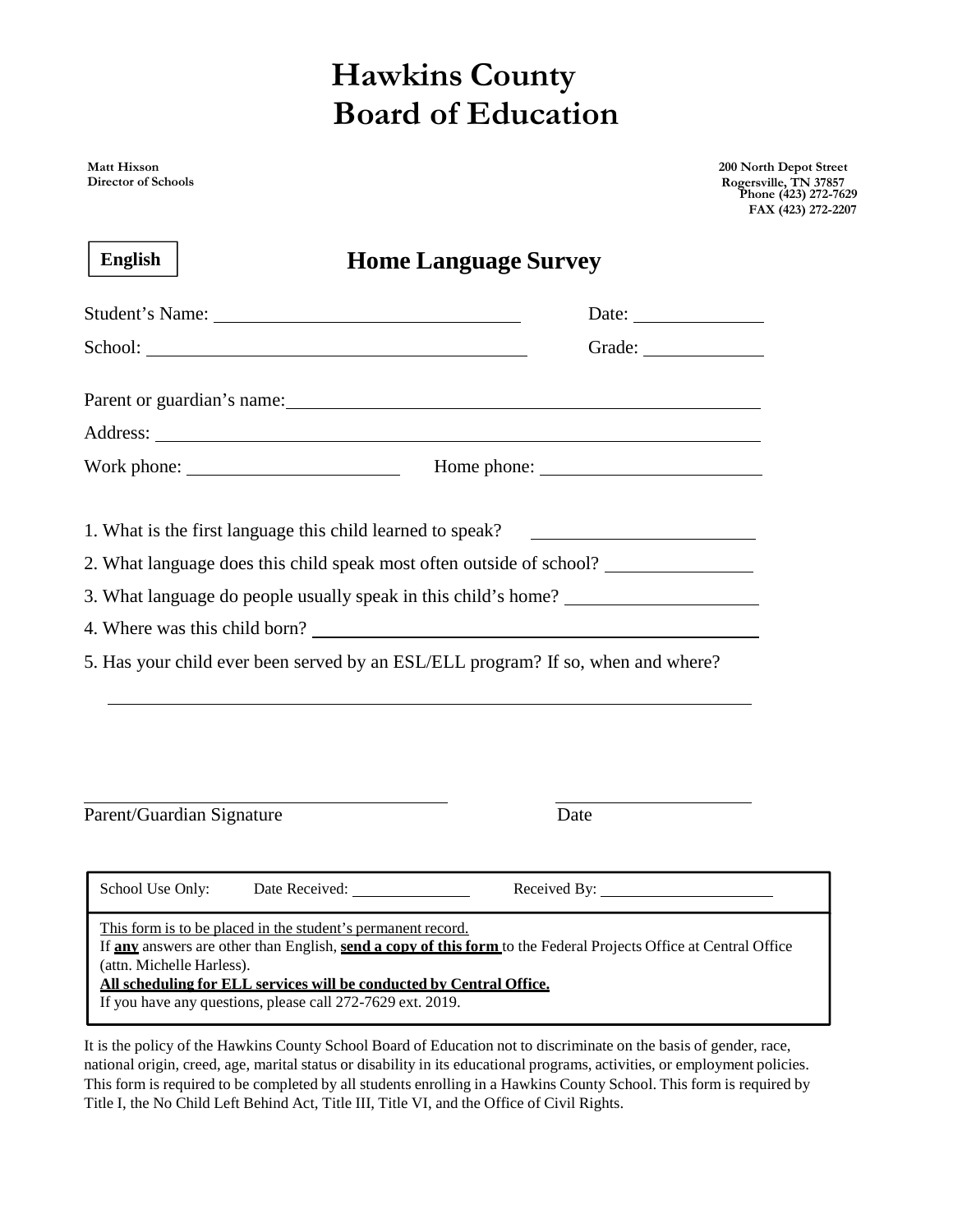# Hawkins County Board of Education

**Matt Hixson**
**Director of Schools**

**200 North Depot Street**
**Rogersville, TN 37857**
**Phone (423) 272-7629**
**FAX (423) 272-2207**

**English**

## Home Language Survey

Student's Name: ______________________________ Date: ____________

School: ____________________________________ Grade: ____________

Parent or guardian's name: ____________________________________________

Address: ______________________________________________________________

Work phone: ____________________ Home phone: ____________________

1. What is the first language this child learned to speak? ____________________
2. What language does this child speak most often outside of school? ______________
3. What language do people usually speak in this child's home? ________________
4. Where was this child born? ________________________________________
5. Has your child ever been served by an ESL/ELL program? If so, when and where?

______________________________________________________________

______________________________________ ____________________

Parent/Guardian Signature Date

School Use Only: Date Received: ______________ Received By: ____________________

This form is to be placed in the student's permanent record.
If **any** answers are other than English, **send a copy of this form** to the Federal Projects Office at Central Office (attn. Michelle Harless).
**All scheduling for ELL services will be conducted by Central Office.**
If you have any questions, please call 272-7629 ext. 2019.

It is the policy of the Hawkins County School Board of Education not to discriminate on the basis of gender, race, national origin, creed, age, marital status or disability in its educational programs, activities, or employment policies. This form is required to be completed by all students enrolling in a Hawkins County School. This form is required by Title I, the No Child Left Behind Act, Title III, Title VI, and the Office of Civil Rights.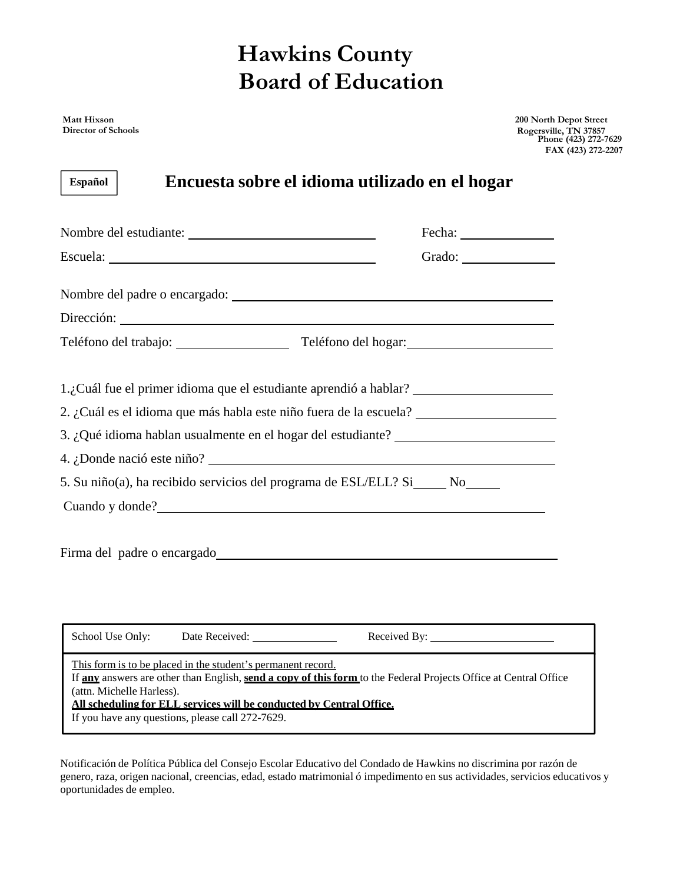# Hawkins County Board of Education

**Matt Hixson**
**Director of Schools**

**200 North Depot Street**
**Rogersville, TN 37857**
**Phone (423) 272-7629**
**FAX (423) 272-2207**

**Español**

## Encuesta sobre el idioma utilizado en el hogar

Nombre del estudiante: ____________________ Fecha: __________

Escuela: ______________________________ Grado: __________

Nombre del padre o encargado: ________________________________

Dirección: ________________________________________________

Teléfono del trabajo: ______________ Teléfono del hogar: ________________

1.¿Cuál fue el primer idioma que el estudiante aprendió a hablar? ______________

2. ¿Cuál es el idioma que más habla este niño fuera de la escuela? ______________

3. ¿Qué idioma hablan usualmente en el hogar del estudiante? ________________

4. ¿Donde nació este niño? ______________________________________

5. Su niño(a), ha recibido servicios del programa de ESL/ELL? Si_____ No_____

Cuando y donde? ________________________________________________

Firma del padre o encargado ______________________________________

School Use Only: Date Received: ____________ Received By: ________________

This form is to be placed in the student's permanent record.
If **any** answers are other than English, **send a copy of this form** to the Federal Projects Office at Central Office (attn. Michelle Harless).
**All scheduling for ELL services will be conducted by Central Office.**
If you have any questions, please call 272-7629.

Notificación de Política Pública del Consejo Escolar Educativo del Condado de Hawkins no discrimina por razón de genero, raza, origen nacional, creencias, edad, estado matrimonial ó impedimento en sus actividades, servicios educativos y oportunidades de empleo.